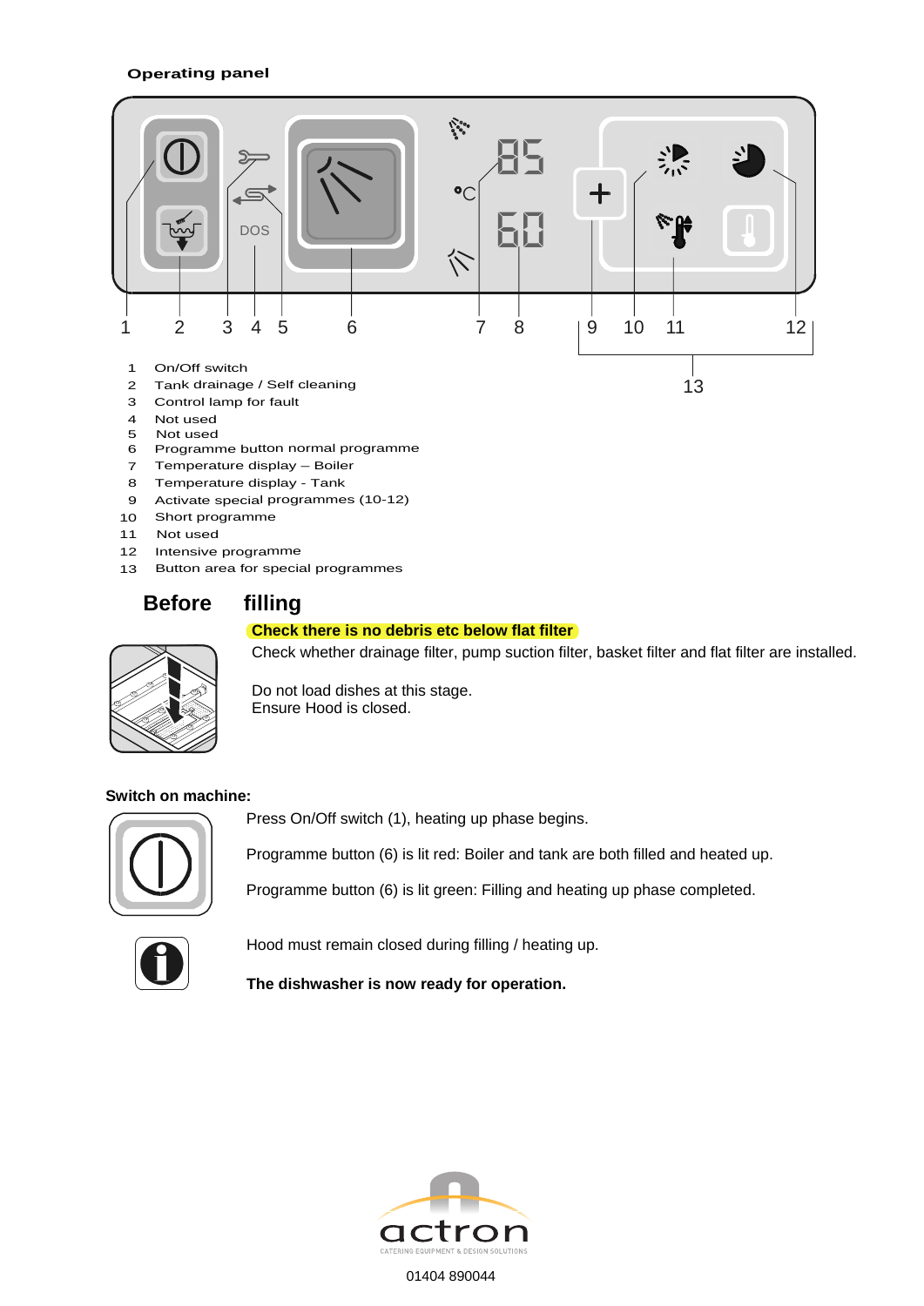**Operating panel**

1  On/Off switch
2  Tank drainage / Self cleaning
3  Control lamp for fault
4  Not used
5  Not used
6  Programme button normal programme
7  Temperature display – Boiler
8  Temperature display - Tank
9  Activate special programmes (10-12)
10  Short programme
11  Not used
12  Intensive programme
13  Button area for special programmes

## Before filling

**Check there is no debris etc below flat filter**

Check whether drainage filter, pump suction filter, basket filter and flat filter are installed.

Do not load dishes at this stage.
Ensure Hood is closed.

**Switch on machine:**

Press On/Off switch (1), heating up phase begins.

Programme button (6) is lit red: Boiler and tank are both filled and heated up.

Programme button (6) is lit green: Filling and heating up phase completed.

Hood must remain closed during filling / heating up.

**The dishwasher is now ready for operation.**

actron
CATERING EQUIPMENT & DESIGN SOLUTIONS

01404 890044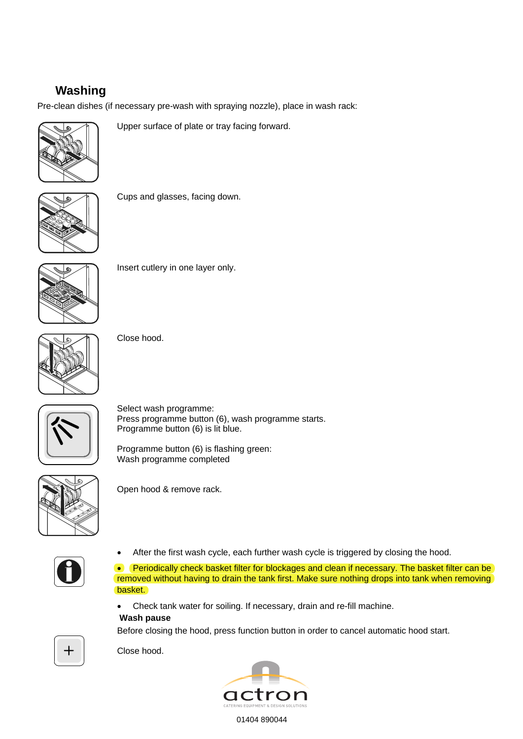## Washing

Pre-clean dishes (if necessary pre-wash with spraying nozzle), place in wash rack:

Upper surface of plate or tray facing forward.

Cups and glasses, facing down.

Insert cutlery in one layer only.

Close hood.

Select wash programme:
Press programme button (6), wash programme starts.
Programme button (6) is lit blue.

Programme button (6) is flashing green:
Wash programme completed

Open hood & remove rack.

- After the first wash cycle, each further wash cycle is triggered by closing the hood.
- Periodically check basket filter for blockages and clean if necessary. The basket filter can be removed without having to drain the tank first. Make sure nothing drops into tank when removing basket.
- Check tank water for soiling. If necessary, drain and re-fill machine.

**Wash pause**

Before closing the hood, press function button in order to cancel automatic hood start.

Close hood.

actron

CATERING EQUIPMENT & DESIGN SOLUTIONS

01404 890044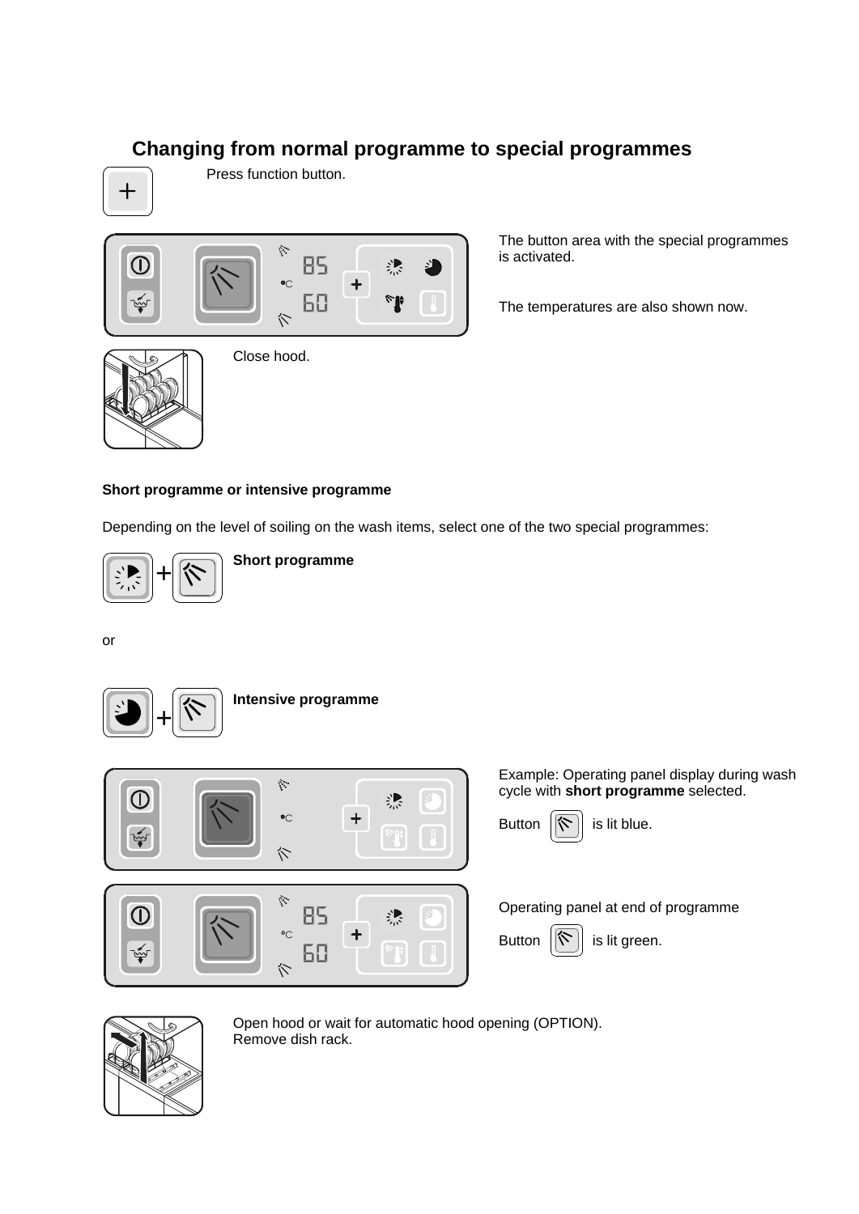## Changing from normal programme to special programmes

Press function button.

The button area with the special programmes is activated.

The temperatures are also shown now.

Close hood.

### Short programme or intensive programme

Depending on the level of soiling on the wash items, select one of the two special programmes:

**Short programme**

or

**Intensive programme**

Example: Operating panel display during wash cycle with **short programme** selected.

Button is lit blue.

Operating panel at end of programme

Button is lit green.

Open hood or wait for automatic hood opening (OPTION).
Remove dish rack.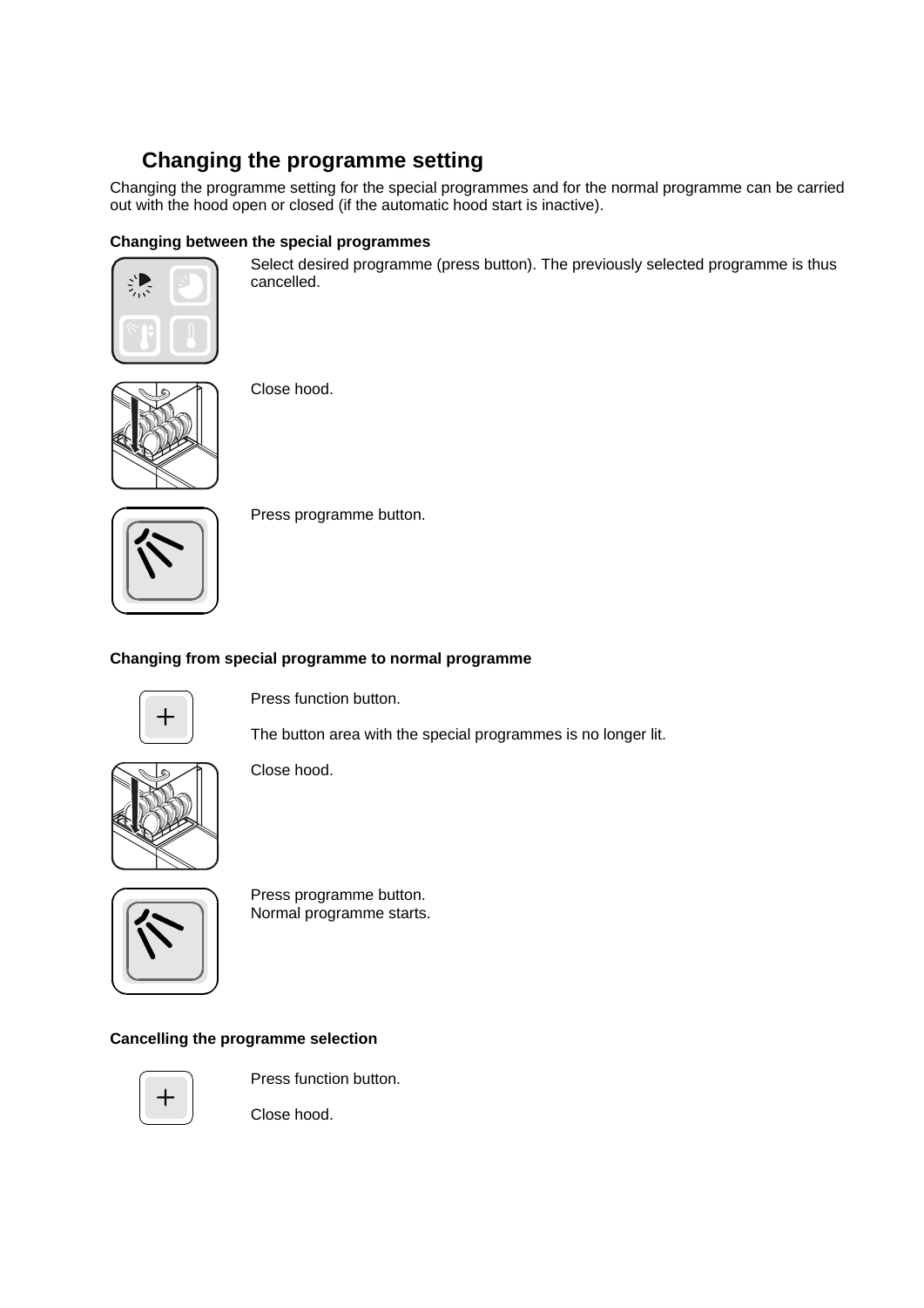## Changing the programme setting

Changing the programme setting for the special programmes and for the normal programme can be carried out with the hood open or closed (if the automatic hood start is inactive).

**Changing between the special programmes**

Select desired programme (press button). The previously selected programme is thus cancelled.

Close hood.

Press programme button.

**Changing from special programme to normal programme**

Press function button.

The button area with the special programmes is no longer lit.

Close hood.

Press programme button.
Normal programme starts.

**Cancelling the programme selection**

Press function button.

Close hood.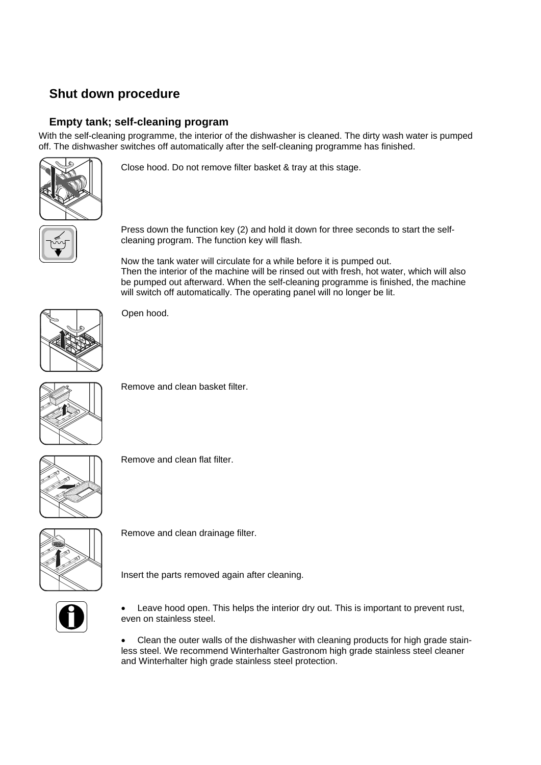## Shut down procedure

### Empty tank; self-cleaning program

With the self-cleaning programme, the interior of the dishwasher is cleaned. The dirty wash water is pumped off. The dishwasher switches off automatically after the self-cleaning programme has finished.

Close hood. Do not remove filter basket & tray at this stage.

Press down the function key (2) and hold it down for three seconds to start the self-cleaning program. The function key will flash.

Now the tank water will circulate for a while before it is pumped out.
Then the interior of the machine will be rinsed out with fresh, hot water, which will also be pumped out afterward. When the self-cleaning programme is finished, the machine will switch off automatically. The operating panel will no longer be lit.

Open hood.

Remove and clean basket filter.

Remove and clean flat filter.

Remove and clean drainage filter.

Insert the parts removed again after cleaning.

- Leave hood open. This helps the interior dry out. This is important to prevent rust, even on stainless steel.

- Clean the outer walls of the dishwasher with cleaning products for high grade stain-less steel. We recommend Winterhalter Gastronom high grade stainless steel cleaner and Winterhalter high grade stainless steel protection.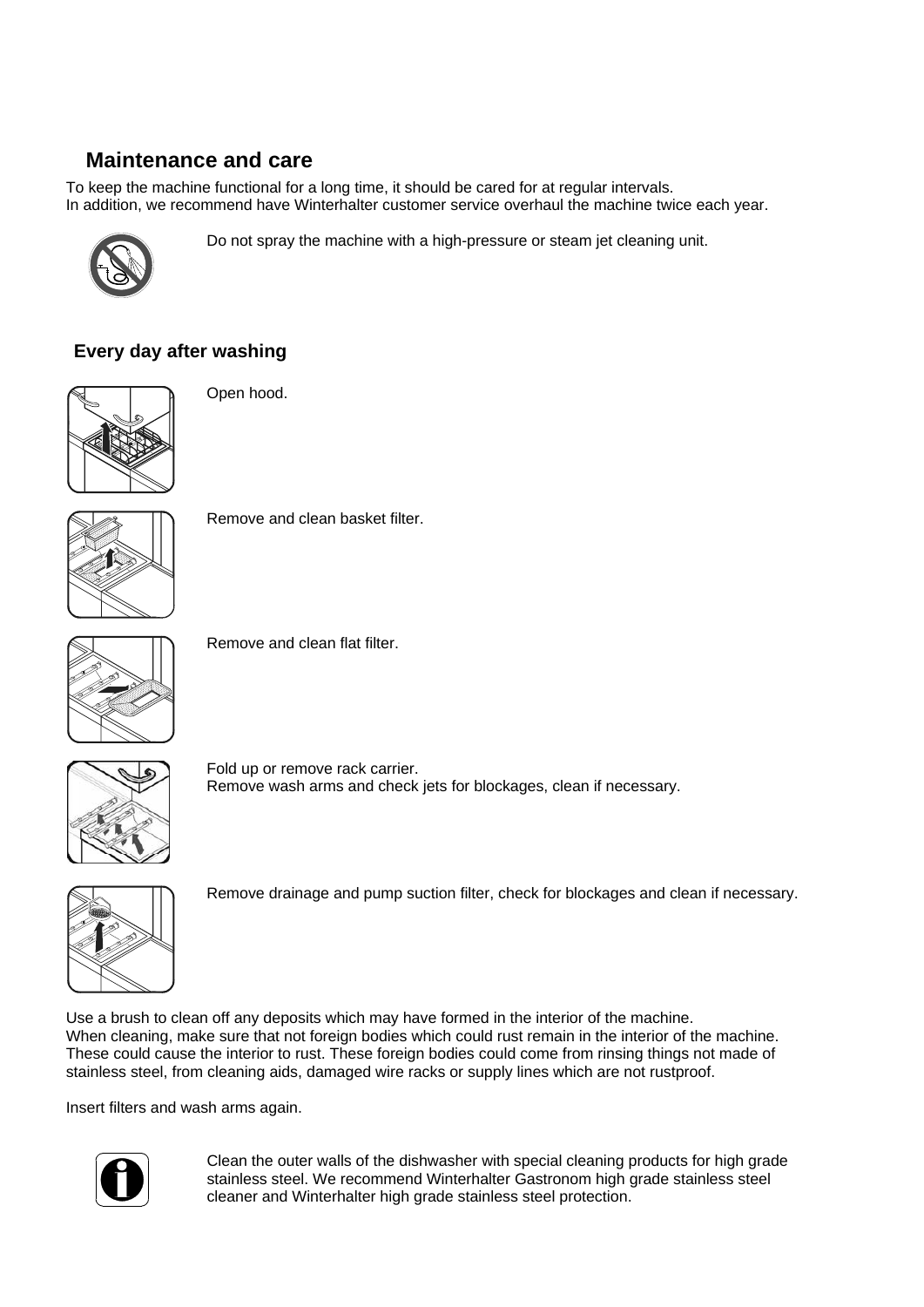## Maintenance and care

To keep the machine functional for a long time, it should be cared for at regular intervals.
In addition, we recommend have Winterhalter customer service overhaul the machine twice each year.

Do not spray the machine with a high-pressure or steam jet cleaning unit.

### Every day after washing

Open hood.

Remove and clean basket filter.

Remove and clean flat filter.

Fold up or remove rack carrier.
Remove wash arms and check jets for blockages, clean if necessary.

Remove drainage and pump suction filter, check for blockages and clean if necessary.

Use a brush to clean off any deposits which may have formed in the interior of the machine.
When cleaning, make sure that not foreign bodies which could rust remain in the interior of the machine. These could cause the interior to rust. These foreign bodies could come from rinsing things not made of stainless steel, from cleaning aids, damaged wire racks or supply lines which are not rustproof.

Insert filters and wash arms again.

Clean the outer walls of the dishwasher with special cleaning products for high grade stainless steel. We recommend Winterhalter Gastronom high grade stainless steel cleaner and Winterhalter high grade stainless steel protection.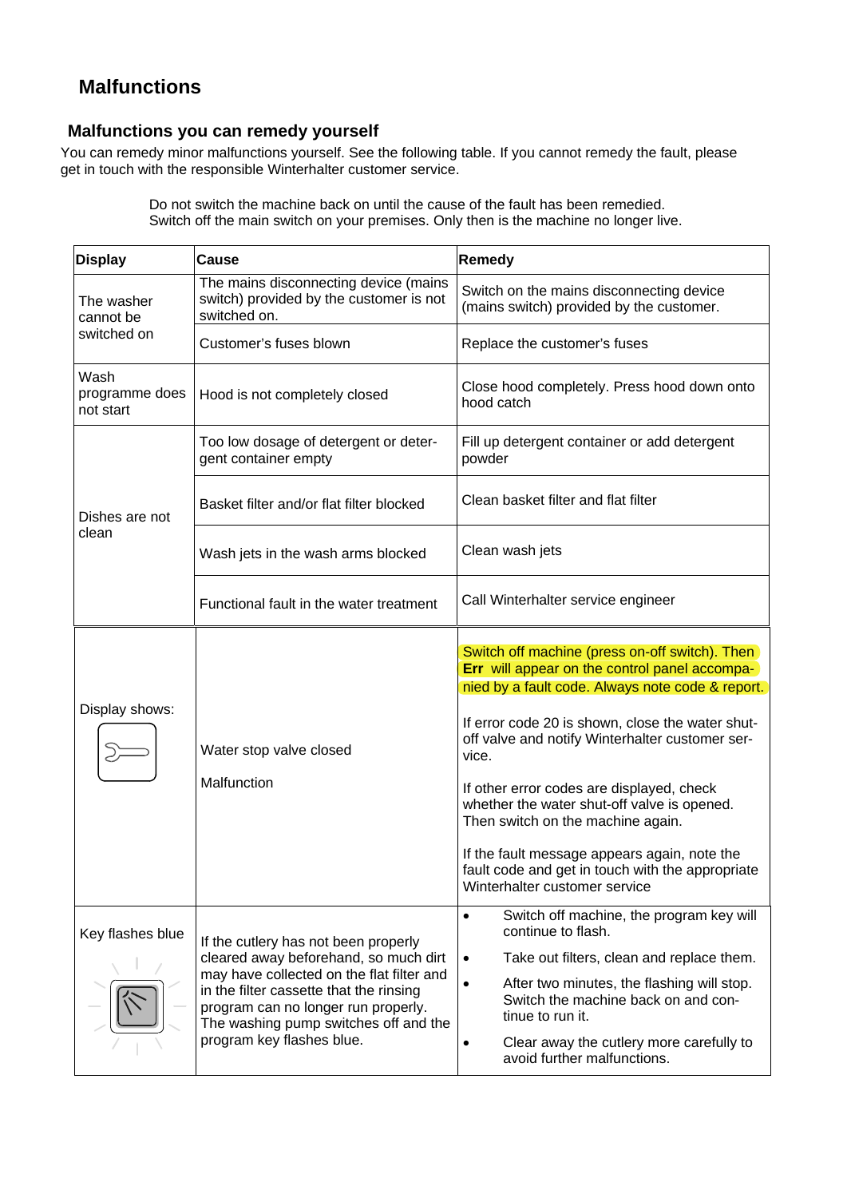# Malfunctions

## Malfunctions you can remedy yourself

You can remedy minor malfunctions yourself. See the following table. If you cannot remedy the fault, please get in touch with the responsible Winterhalter customer service.

Do not switch the machine back on until the cause of the fault has been remedied.
Switch off the main switch on your premises. Only then is the machine no longer live.

| Display | Cause | Remedy |
|---|---|---|
| The washer cannot be switched on | The mains disconnecting device (mains switch) provided by the customer is not switched on. | Switch on the mains disconnecting device (mains switch) provided by the customer. |
| | Customer's fuses blown | Replace the customer's fuses |
| Wash programme does not start | Hood is not completely closed | Close hood completely. Press hood down onto hood catch |
| Dishes are not clean | Too low dosage of detergent or detergent container empty | Fill up detergent container or add detergent powder |
| | Basket filter and/or flat filter blocked | Clean basket filter and flat filter |
| | Wash jets in the wash arms blocked | Clean wash jets |
| | Functional fault in the water treatment | Call Winterhalter service engineer |
| Display shows: | Water stop valve closed<br><br>Malfunction | Switch off machine (press on-off switch). Then **Err** will appear on the control panel accompanied by a fault code. Always note code & report.<br><br>If error code 20 is shown, close the water shut-off valve and notify Winterhalter customer service.<br><br>If other error codes are displayed, check whether the water shut-off valve is opened. Then switch on the machine again.<br><br>If the fault message appears again, note the fault code and get in touch with the appropriate Winterhalter customer service |
| Key flashes blue | If the cutlery has not been properly cleared away beforehand, so much dirt may have collected on the flat filter and in the filter cassette that the rinsing program can no longer run properly. The washing pump switches off and the program key flashes blue. | • Switch off machine, the program key will continue to flash.<br>• Take out filters, clean and replace them.<br>• After two minutes, the flashing will stop. Switch the machine back on and continue to run it.<br>• Clear away the cutlery more carefully to avoid further malfunctions. |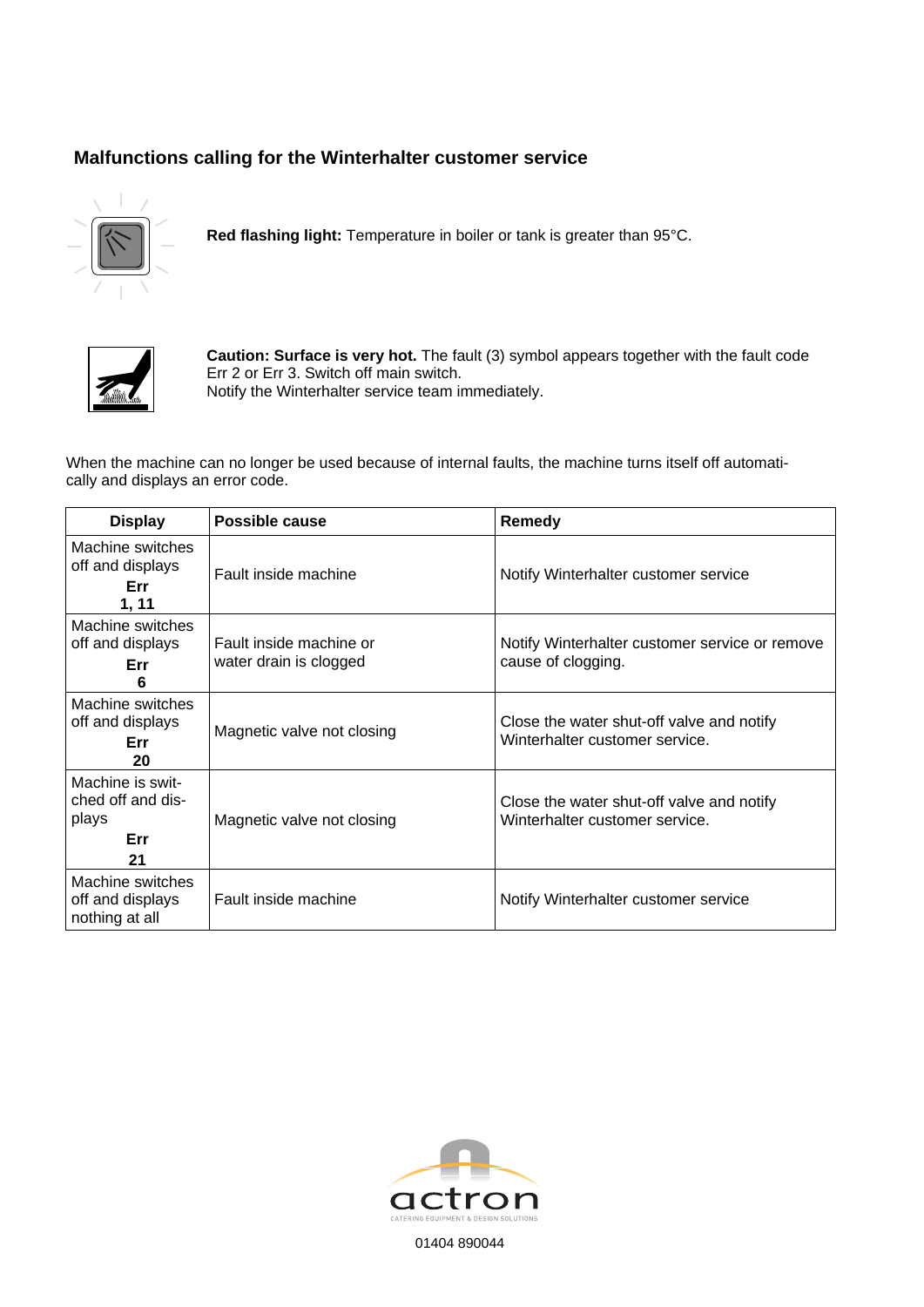## Malfunctions calling for the Winterhalter customer service

**Red flashing light:** Temperature in boiler or tank is greater than 95°C.

**Caution: Surface is very hot.** The fault (3) symbol appears together with the fault code Err 2 or Err 3. Switch off main switch.
Notify the Winterhalter service team immediately.

When the machine can no longer be used because of internal faults, the machine turns itself off automatically and displays an error code.

| Display | Possible cause | Remedy |
|---|---|---|
| Machine switches off and displays **Err 1, 11** | Fault inside machine | Notify Winterhalter customer service |
| Machine switches off and displays **Err 6** | Fault inside machine or water drain is clogged | Notify Winterhalter customer service or remove cause of clogging. |
| Machine switches off and displays **Err 20** | Magnetic valve not closing | Close the water shut-off valve and notify Winterhalter customer service. |
| Machine is switched off and displays **Err 21** | Magnetic valve not closing | Close the water shut-off valve and notify Winterhalter customer service. |
| Machine switches off and displays nothing at all | Fault inside machine | Notify Winterhalter customer service |

actron
CATERING EQUIPMENT & DESIGN SOLUTIONS
01404 890044